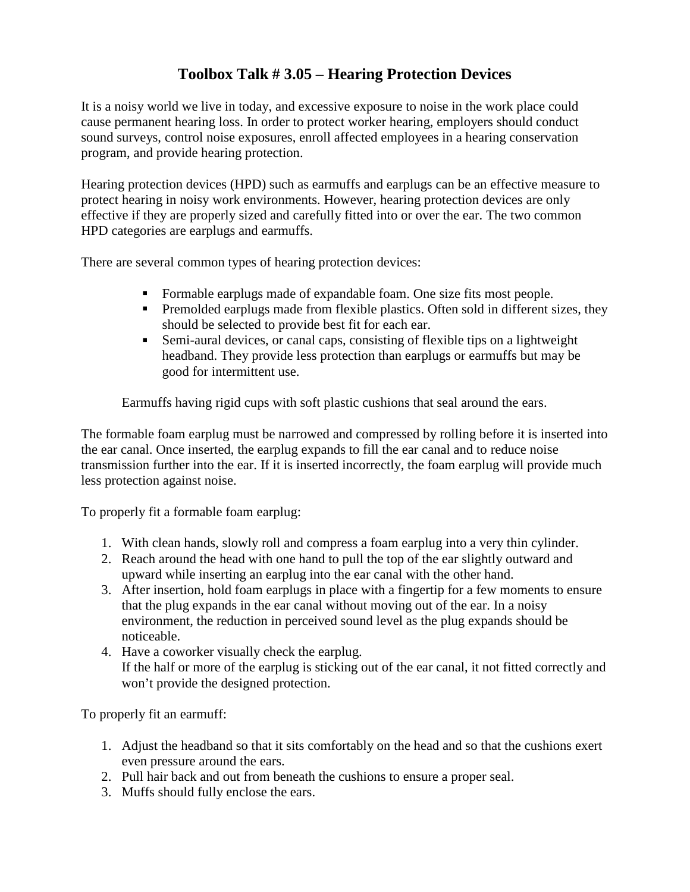# Toolbox Talk # 3.05 – Hearing Protection Devices

It is a noisy world we live in today, and excessive exposure to noise in the work place could cause permanent hearing loss. In order to protect worker hearing, employers should conduct sound surveys, control noise exposures, enroll affected employees in a hearing conservation program, and provide hearing protection.

Hearing protection devices (HPD) such as earmuffs and earplugs can be an effective measure to protect hearing in noisy work environments. However, hearing protection devices are only effective if they are properly sized and carefully fitted into or over the ear. The two common HPD categories are earplugs and earmuffs.

There are several common types of hearing protection devices:

- Formable earplugs made of expandable foam. One size fits most people.
- Premolded earplugs made from flexible plastics. Often sold in different sizes, they should be selected to provide best fit for each ear.
- Semi-aural devices, or canal caps, consisting of flexible tips on a lightweight headband. They provide less protection than earplugs or earmuffs but may be good for intermittent use.

Earmuffs having rigid cups with soft plastic cushions that seal around the ears.

The formable foam earplug must be narrowed and compressed by rolling before it is inserted into the ear canal. Once inserted, the earplug expands to fill the ear canal and to reduce noise transmission further into the ear. If it is inserted incorrectly, the foam earplug will provide much less protection against noise.

To properly fit a formable foam earplug:

1. With clean hands, slowly roll and compress a foam earplug into a very thin cylinder.
2. Reach around the head with one hand to pull the top of the ear slightly outward and upward while inserting an earplug into the ear canal with the other hand.
3. After insertion, hold foam earplugs in place with a fingertip for a few moments to ensure that the plug expands in the ear canal without moving out of the ear. In a noisy environment, the reduction in perceived sound level as the plug expands should be noticeable.
4. Have a coworker visually check the earplug.
   If the half or more of the earplug is sticking out of the ear canal, it not fitted correctly and won't provide the designed protection.

To properly fit an earmuff:

1. Adjust the headband so that it sits comfortably on the head and so that the cushions exert even pressure around the ears.
2. Pull hair back and out from beneath the cushions to ensure a proper seal.
3. Muffs should fully enclose the ears.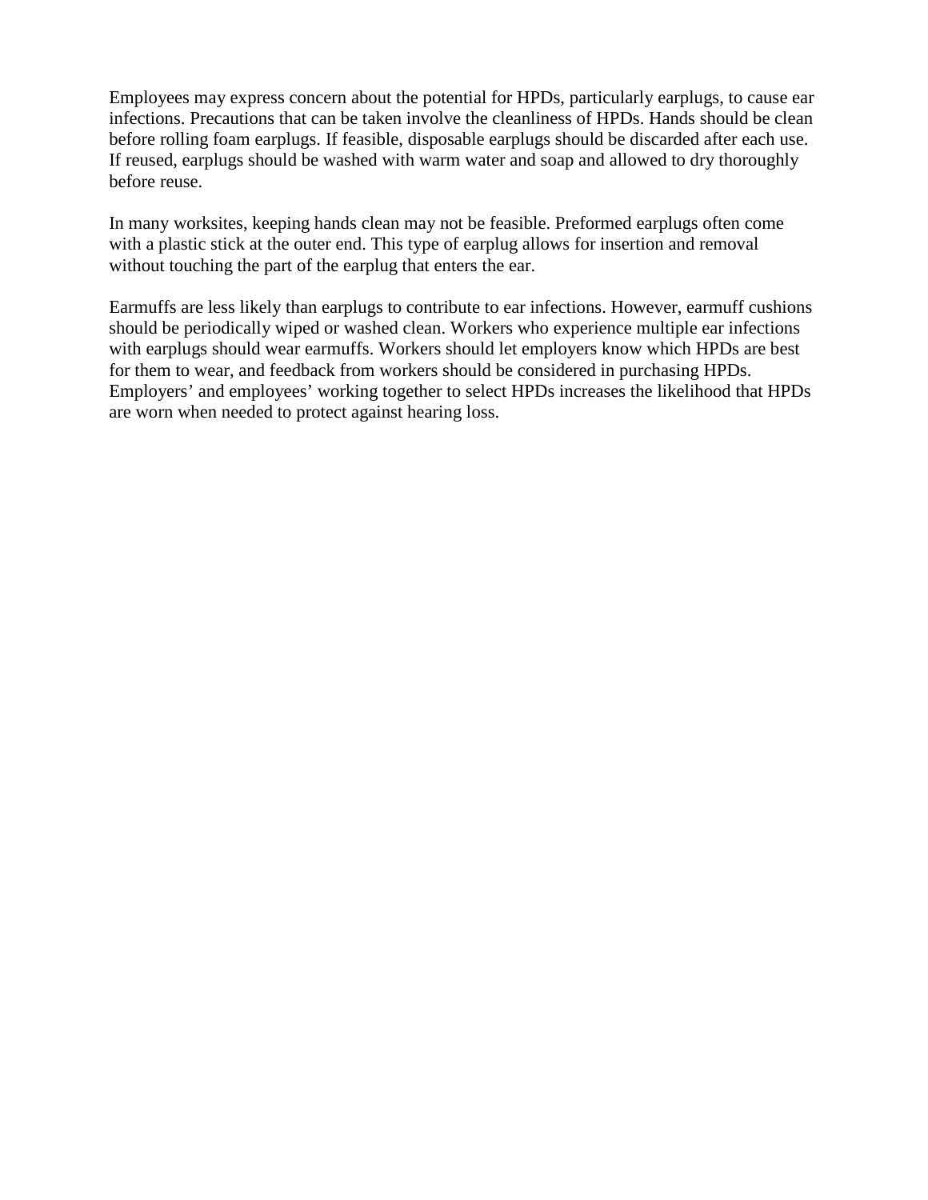Employees may express concern about the potential for HPDs, particularly earplugs, to cause ear infections. Precautions that can be taken involve the cleanliness of HPDs. Hands should be clean before rolling foam earplugs. If feasible, disposable earplugs should be discarded after each use. If reused, earplugs should be washed with warm water and soap and allowed to dry thoroughly before reuse.

In many worksites, keeping hands clean may not be feasible. Preformed earplugs often come with a plastic stick at the outer end. This type of earplug allows for insertion and removal without touching the part of the earplug that enters the ear.

Earmuffs are less likely than earplugs to contribute to ear infections. However, earmuff cushions should be periodically wiped or washed clean. Workers who experience multiple ear infections with earplugs should wear earmuffs. Workers should let employers know which HPDs are best for them to wear, and feedback from workers should be considered in purchasing HPDs. Employers' and employees' working together to select HPDs increases the likelihood that HPDs are worn when needed to protect against hearing loss.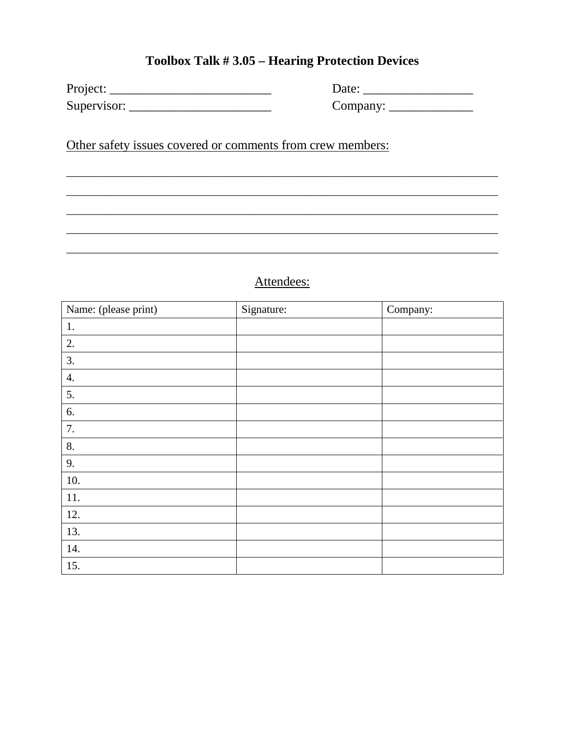## Toolbox Talk # 3.05 – Hearing Protection Devices

Project: _________________________ Date: _________________

Supervisor: ______________________ Company: _____________

Other safety issues covered or comments from crew members:

___________________________________________________________________________

___________________________________________________________________________

___________________________________________________________________________

___________________________________________________________________________

___________________________________________________________________________

Attendees:

| Name: (please print) | Signature: | Company: |
|---|---|---|
| 1. | | |
| 2. | | |
| 3. | | |
| 4. | | |
| 5. | | |
| 6. | | |
| 7. | | |
| 8. | | |
| 9. | | |
| 10. | | |
| 11. | | |
| 12. | | |
| 13. | | |
| 14. | | |
| 15. | | |